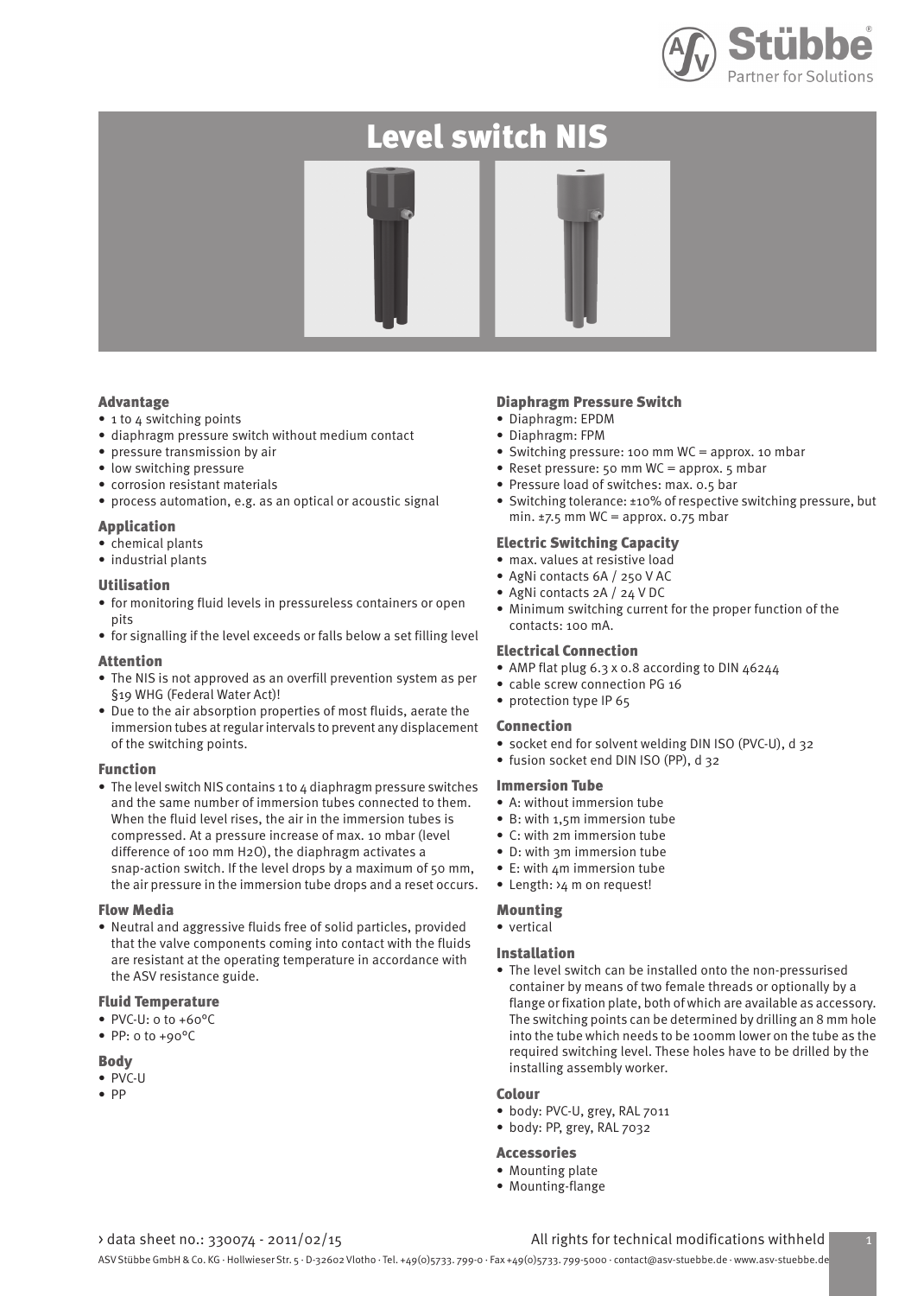# Level switch NIS

## Advantage

- 1 to 4 switching points
- diaphragm pressure switch without medium contact
- pressure transmission by air
- low switching pressure
- corrosion resistant materials
- process automation, e.g. as an optical or acoustic signal

## Application

- chemical plants
- industrial plants

## Utilisation

- for monitoring fluid levels in pressureless containers or open pits
- for signalling if the level exceeds or falls below a set filling level

## Attention

- The NIS is not approved as an overfill prevention system as per §19 WHG (Federal Water Act)!
- Due to the air absorption properties of most fluids, aerate the immersion tubes at regular intervals to prevent any displacement of the switching points.

## Function

- The level switch NIS contains 1 to 4 diaphragm pressure switches and the same number of immersion tubes connected to them. When the fluid level rises, the air in the immersion tubes is compressed. At a pressure increase of max. 10 mbar (level difference of 100 mm $H_2O$), the diaphragm activates a snap-action switch. If the level drops by a maximum of 50 mm, the air pressure in the immersion tube drops and a reset occurs.

## Flow Media

- Neutral and aggressive fluids free of solid particles, provided that the valve components coming into contact with the fluids are resistant at the operating temperature in accordance with the ASV resistance guide.

## Fluid Temperature

- PVC-U: 0 to +60°C
- PP: 0 to +90°C

## Body

- PVC-U
- PP

## Diaphragm Pressure Switch

- Diaphragm: EPDM
- Diaphragm: FPM
- Switching pressure: 100 mm WC = approx. 10 mbar
- Reset pressure: 50 mm WC = approx. 5 mbar
- Pressure load of switches: max. 0.5 bar
- Switching tolerance: ±10% of respective switching pressure, but min. ±7.5 mm WC = approx. 0.75 mbar

## Electric Switching Capacity

- max. values at resistive load
- AgNi contacts 6A / 250 V AC
- AgNi contacts 2A / 24 V DC
- Minimum switching current for the proper function of the contacts: 100 mA.

## Electrical Connection

- AMP flat plug 6.3 x 0.8 according to DIN 46244
- cable screw connection PG 16
- protection type IP 65

## Connection

- socket end for solvent welding DIN ISO (PVC-U), d 32
- fusion socket end DIN ISO (PP), d 32

## Immersion Tube

- A: without immersion tube
- B: with 1,5m immersion tube
- C: with 2m immersion tube
- D: with 3m immersion tube
- E: with 4m immersion tube
- Length: >4 m on request!

## Mounting

- vertical

## Installation

- The level switch can be installed onto the non-pressurised container by means of two female threads or optionally by a flange or fixation plate, both of which are available as accessory. The switching points can be determined by drilling an 8 mm hole into the tube which needs to be 100mm lower on the tube as the required switching level. These holes have to be drilled by the installing assembly worker.

## Colour

- body: PVC-U, grey, RAL 7011
- body: PP, grey, RAL 7032

## Accessories

- Mounting plate
- Mounting-flange

› data sheet no.: 330074 - 2011/02/15 All rights for technical modifications withheld

ASV Stübbe GmbH & Co. KG · Hollwieser Str. 5 · D-32602 Vlotho · Tel. +49(0)5733. 799-0 · Fax +49(0)5733. 799-5000 · contact@asv-stuebbe.de · www.asv-stuebbe.de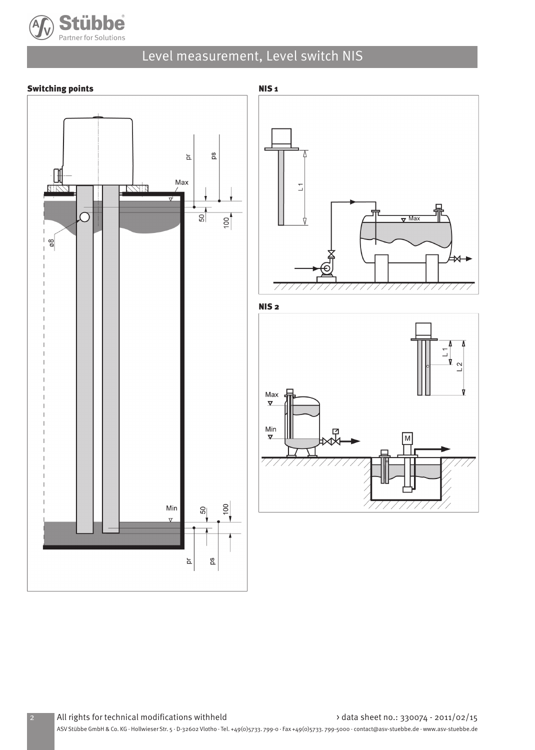# Level measurement, Level switch NIS

## Switching points

## NIS 1

## NIS 2

All rights for technical modifications withheld

› data sheet no.: 330074 - 2011/02/15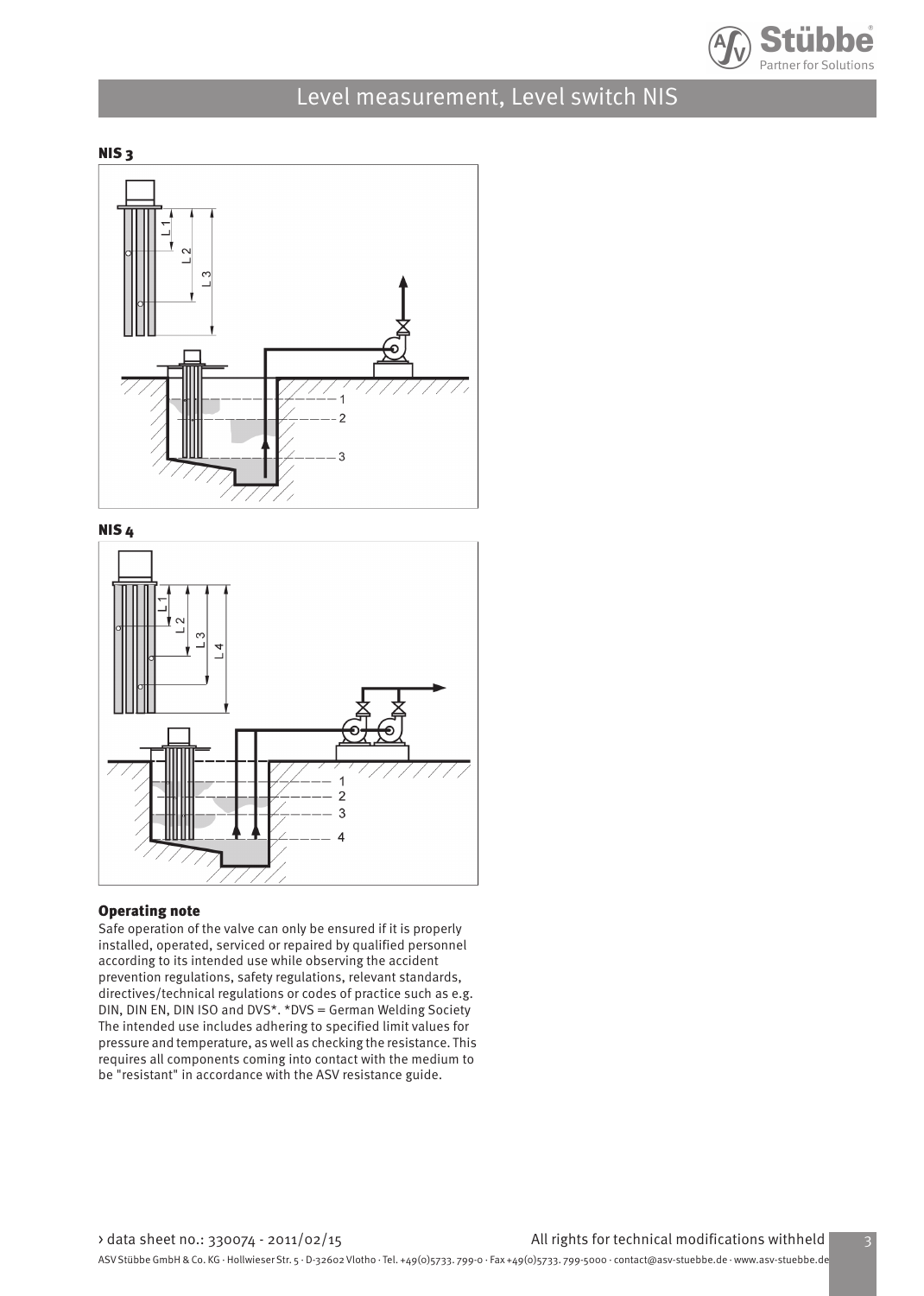## NIS 3

## NIS 4

### Operating note

Safe operation of the valve can only be ensured if it is properly installed, operated, serviced or repaired by qualified personnel according to its intended use while observing the accident prevention regulations, safety regulations, relevant standards, directives/technical regulations or codes of practice such as e.g. DIN, DIN EN, DIN ISO and DVS*. *DVS = German Welding Society The intended use includes adhering to specified limit values for pressure and temperature, as well as checking the resistance. This requires all components coming into contact with the medium to be "resistant" in accordance with the ASV resistance guide.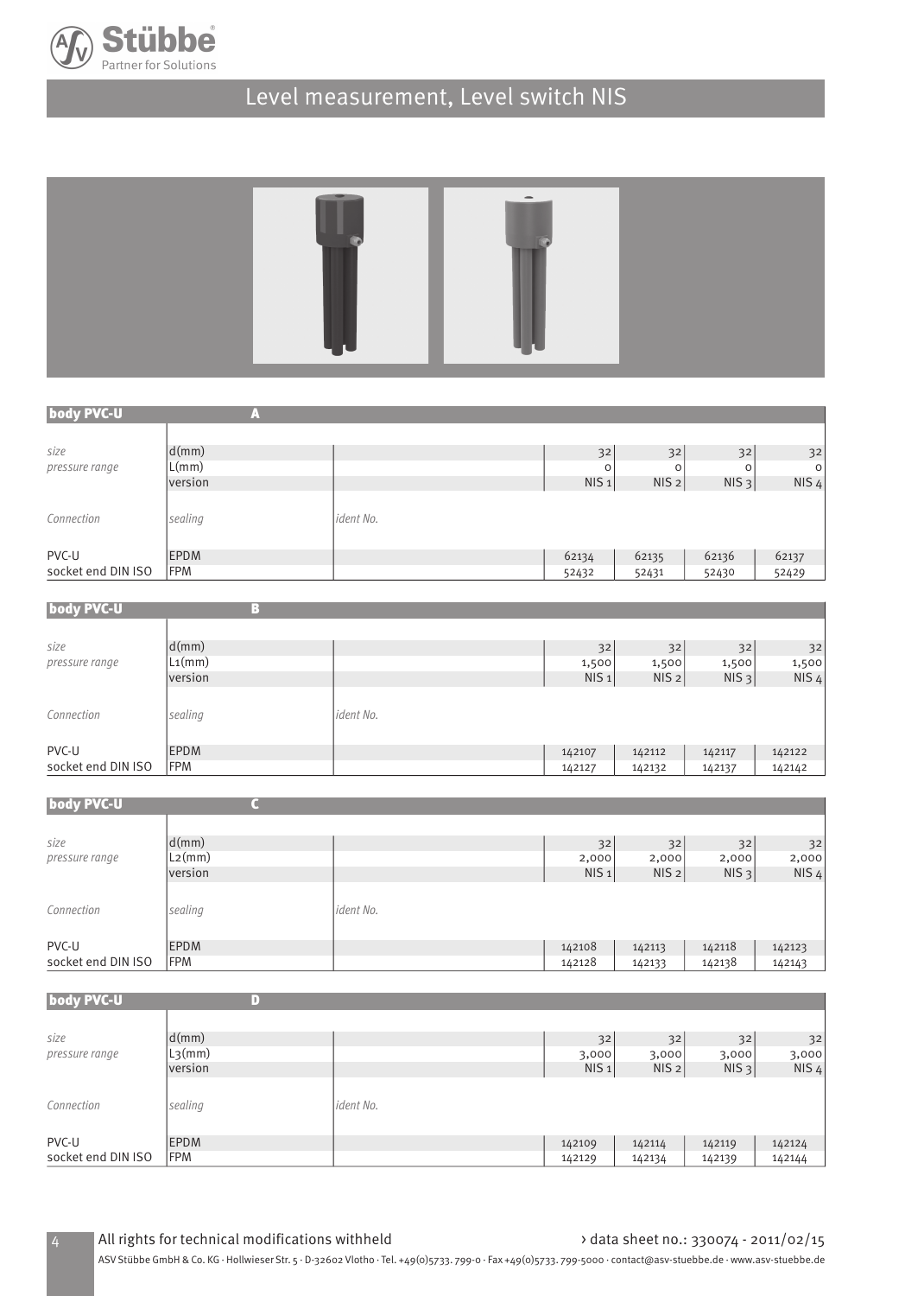# Level measurement, Level switch NIS

| body PVC-U | A | | | | | |
|---|---|---|---|---|---|---|
| *size* | d(mm) | | 32 | 32 | 32 | 32 |
| *pressure range* | L(mm) | | 0 | 0 | 0 | 0 |
| | version | | NIS 1 | NIS 2 | NIS 3 | NIS 4 |
| *Connection* | *sealing* | *ident No.* | | | | |
| PVC-U | EPDM | | 62134 | 62135 | 62136 | 62137 |
| socket end DIN ISO | FPM | | 52432 | 52431 | 52430 | 52429 |

| body PVC-U | B | | | | | |
|---|---|---|---|---|---|---|
| *size* | d(mm) | | 32 | 32 | 32 | 32 |
| *pressure range* | $L_1$(mm) | | 1,500 | 1,500 | 1,500 | 1,500 |
| | version | | NIS 1 | NIS 2 | NIS 3 | NIS 4 |
| *Connection* | *sealing* | *ident No.* | | | | |
| PVC-U | EPDM | | 142107 | 142112 | 142117 | 142122 |
| socket end DIN ISO | FPM | | 142127 | 142132 | 142137 | 142142 |

| body PVC-U | C | | | | | |
|---|---|---|---|---|---|---|
| *size* | d(mm) | | 32 | 32 | 32 | 32 |
| *pressure range* | $L_2$(mm) | | 2,000 | 2,000 | 2,000 | 2,000 |
| | version | | NIS 1 | NIS 2 | NIS 3 | NIS 4 |
| *Connection* | *sealing* | *ident No.* | | | | |
| PVC-U | EPDM | | 142108 | 142113 | 142118 | 142123 |
| socket end DIN ISO | FPM | | 142128 | 142133 | 142138 | 142143 |

| body PVC-U | D | | | | | |
|---|---|---|---|---|---|---|
| *size* | d(mm) | | 32 | 32 | 32 | 32 |
| *pressure range* | $L_3$(mm) | | 3,000 | 3,000 | 3,000 | 3,000 |
| | version | | NIS 1 | NIS 2 | NIS 3 | NIS 4 |
| *Connection* | *sealing* | *ident No.* | | | | |
| PVC-U | EPDM | | 142109 | 142114 | 142119 | 142124 |
| socket end DIN ISO | FPM | | 142129 | 142134 | 142139 | 142144 |

All rights for technical modifications withheld

› data sheet no.: 330074 - 2011/02/15

ASV Stübbe GmbH & Co. KG · Hollwieser Str. 5 · D-32602 Vlotho · Tel. +49(0)5733. 799-0 · Fax +49(0)5733. 799-5000 · contact@asv-stuebbe.de · www.asv-stuebbe.de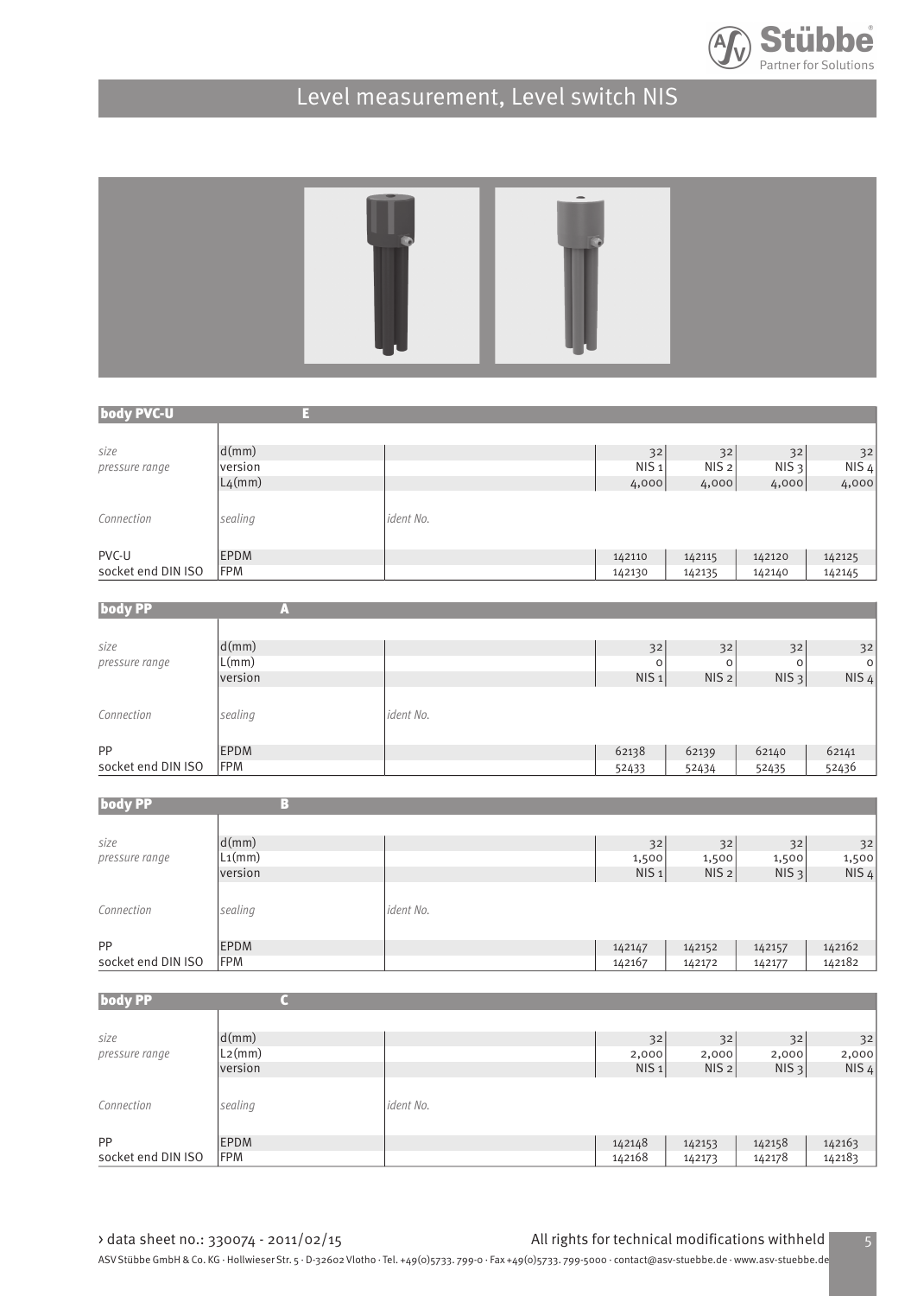# Level measurement, Level switch NIS

| body PVC-U | E | | | | | |
|---|---|---|---|---|---|---|
| size | d(mm) | | 32 | 32 | 32 | 32 |
| pressure range | version | | NIS 1 | NIS 2 | NIS 3 | NIS 4 |
| | L4(mm) | | 4,000 | 4,000 | 4,000 | 4,000 |
| Connection | sealing | ident No. | | | | |
| PVC-U | EPDM | | 142110 | 142115 | 142120 | 142125 |
| socket end DIN ISO | FPM | | 142130 | 142135 | 142140 | 142145 |

| body PP | A | | | | | |
|---|---|---|---|---|---|---|
| size | d(mm) | | 32 | 32 | 32 | 32 |
| pressure range | L(mm) | | 0 | 0 | 0 | 0 |
| | version | | NIS 1 | NIS 2 | NIS 3 | NIS 4 |
| Connection | sealing | ident No. | | | | |
| PP | EPDM | | 62138 | 62139 | 62140 | 62141 |
| socket end DIN ISO | FPM | | 52433 | 52434 | 52435 | 52436 |

| body PP | B | | | | | |
|---|---|---|---|---|---|---|
| size | d(mm) | | 32 | 32 | 32 | 32 |
| pressure range | L1(mm) | | 1,500 | 1,500 | 1,500 | 1,500 |
| | version | | NIS 1 | NIS 2 | NIS 3 | NIS 4 |
| Connection | sealing | ident No. | | | | |
| PP | EPDM | | 142147 | 142152 | 142157 | 142162 |
| socket end DIN ISO | FPM | | 142167 | 142172 | 142177 | 142182 |

| body PP | C | | | | | |
|---|---|---|---|---|---|---|
| size | d(mm) | | 32 | 32 | 32 | 32 |
| pressure range | L2(mm) | | 2,000 | 2,000 | 2,000 | 2,000 |
| | version | | NIS 1 | NIS 2 | NIS 3 | NIS 4 |
| Connection | sealing | ident No. | | | | |
| PP | EPDM | | 142148 | 142153 | 142158 | 142163 |
| socket end DIN ISO | FPM | | 142168 | 142173 | 142178 | 142183 |

› data sheet no.: 330074 - 2011/02/15

All rights for technical modifications withheld

ASV Stübbe GmbH & Co. KG · Hollwieser Str. 5 · D-32602 Vlotho · Tel. +49(0)5733. 799-0 · Fax +49(0)5733. 799-5000 · contact@asv-stuebbe.de · www.asv-stuebbe.de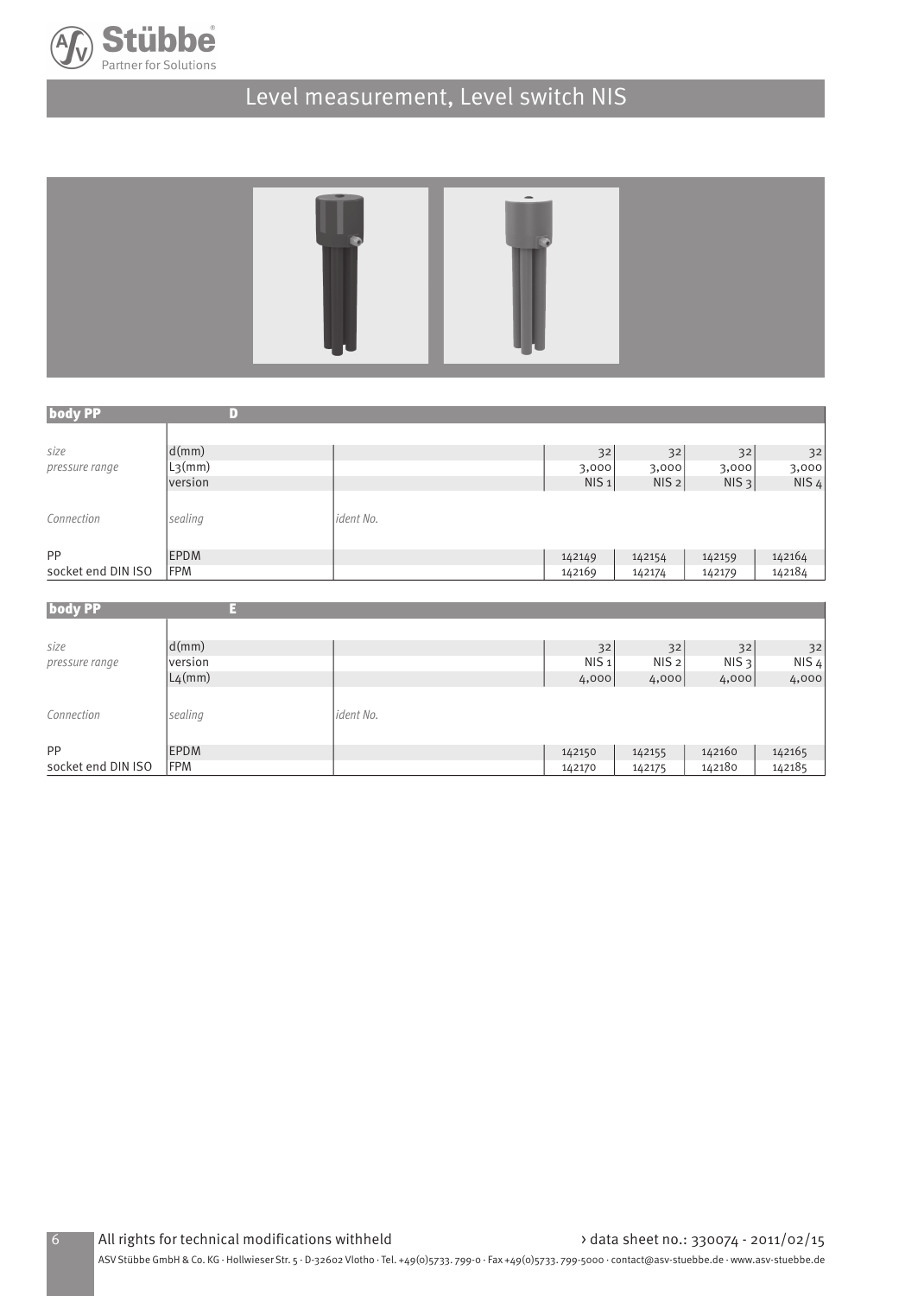# Level measurement, Level switch NIS

| body PP | D | | | | | |
|---|---|---|---|---|---|---|
| | | | | | | |
| *size* | d(mm) | | 32 | 32 | 32 | 32 |
| *pressure range* | L3(mm) | | 3,000 | 3,000 | 3,000 | 3,000 |
| | version | | NIS 1 | NIS 2 | NIS 3 | NIS 4 |
| *Connection* | *sealing* | *ident No.* | | | | |
| PP | EPDM | | 142149 | 142154 | 142159 | 142164 |
| socket end DIN ISO | FPM | | 142169 | 142174 | 142179 | 142184 |

| body PP | E | | | | | |
|---|---|---|---|---|---|---|
| | | | | | | |
| *size* | d(mm) | | 32 | 32 | 32 | 32 |
| *pressure range* | version | | NIS 1 | NIS 2 | NIS 3 | NIS 4 |
| | L4(mm) | | 4,000 | 4,000 | 4,000 | 4,000 |
| *Connection* | *sealing* | *ident No.* | | | | |
| PP | EPDM | | 142150 | 142155 | 142160 | 142165 |
| socket end DIN ISO | FPM | | 142170 | 142175 | 142180 | 142185 |

All rights for technical modifications withheld

› data sheet no.: 330074 - 2011/02/15

ASV Stübbe GmbH & Co. KG · Hollwieser Str. 5 · D-32602 Vlotho · Tel. +49(0)5733. 799-0 · Fax +49(0)5733. 799-5000 · contact@asv-stuebbe.de · www.asv-stuebbe.de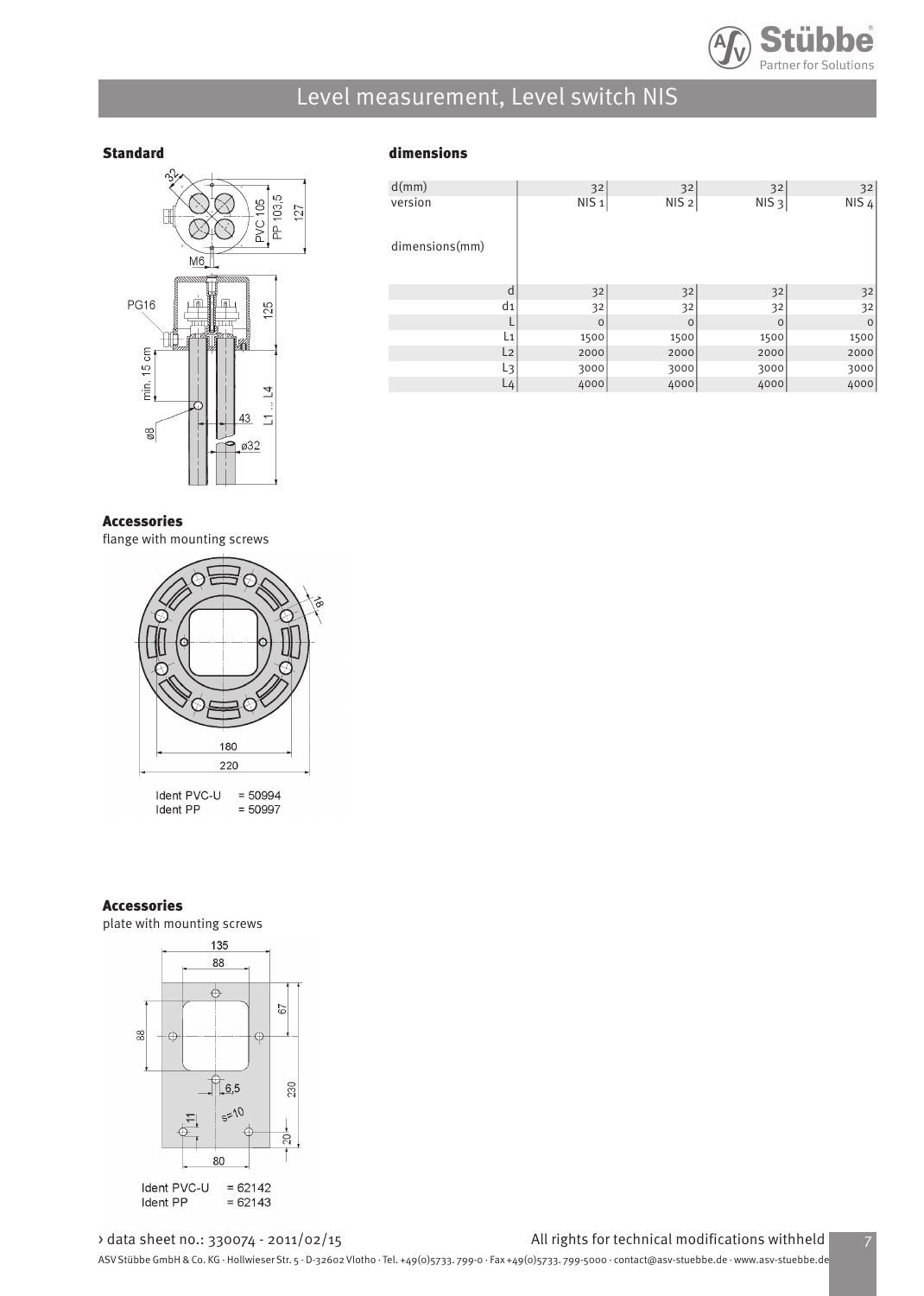# Level measurement, Level switch NIS

## Standard

PVC 105
PP 103,5
127
M6
PG16
125
min. 15 cm
ø8
43
L1 ... L4
ø32

## dimensions

| d(mm) | 32 | 32 | 32 | 32 |
|---|---|---|---|---|
| version | NIS 1 | NIS 2 | NIS 3 | NIS 4 |
| dimensions(mm) | | | | |
| d | 32 | 32 | 32 | 32 |
| d1 | 32 | 32 | 32 | 32 |
| L | 0 | 0 | 0 | 0 |
| L1 | 1500 | 1500 | 1500 | 1500 |
| L2 | 2000 | 2000 | 2000 | 2000 |
| L3 | 3000 | 3000 | 3000 | 3000 |
| L4 | 4000 | 4000 | 4000 | 4000 |

## Accessories

flange with mounting screws

18
180
220

Ident PVC-U = 50994
Ident PP = 50997

## Accessories

plate with mounting screws

135
88
88
67
6,5
230
s=10
11
20
80

Ident PVC-U = 62142
Ident PP = 62143

› data sheet no.: 330074 - 2011/02/15

All rights for technical modifications withheld

ASV Stübbe GmbH & Co. KG · Hollwieser Str. 5 · D-32602 Vlotho · Tel. +49(0)5733. 799-0 · Fax +49(0)5733. 799-5000 · contact@asv-stuebbe.de · www.asv-stuebbe.de